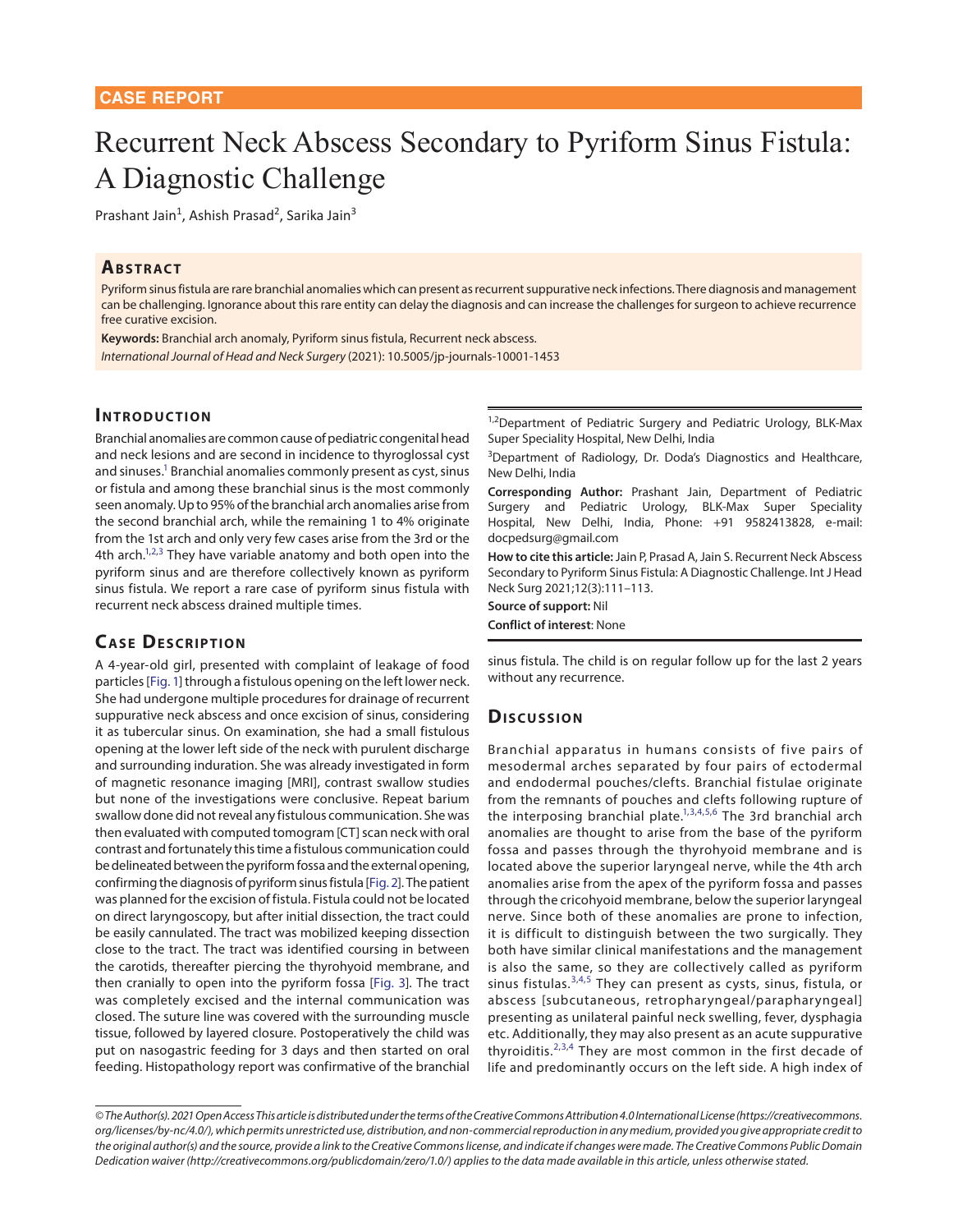CASE REPORT

# Recurrent Neck Abscess Secondary to Pyriform Sinus Fistula: A Diagnostic Challenge

Prashant Jain[1], Ashish Prasad[2], Sarika Jain[3]

## Abstract

Pyriform sinus fistula are rare branchial anomalies which can present as recurrent suppurative neck infections. There diagnosis and management can be challenging. Ignorance about this rare entity can delay the diagnosis and can increase the challenges for surgeon to achieve recurrence free curative excision.

**Keywords:** Branchial arch anomaly, Pyriform sinus fistula, Recurrent neck abscess.

*International Journal of Head and Neck Surgery* (2021): 10.5005/jp-journals-10001-1453

## Introduction

Branchial anomalies are common cause of pediatric congenital head and neck lesions and are second in incidence to thyroglossal cyst and sinuses.[1] Branchial anomalies commonly present as cyst, sinus or fistula and among these branchial sinus is the most commonly seen anomaly. Up to 95% of the branchial arch anomalies arise from the second branchial arch, while the remaining 1 to 4% originate from the 1st arch and only very few cases arise from the 3rd or the 4th arch.[1,2,3] They have variable anatomy and both open into the pyriform sinus and are therefore collectively known as pyriform sinus fistula. We report a rare case of pyriform sinus fistula with recurrent neck abscess drained multiple times.

## Case Description

A 4-year-old girl, presented with complaint of leakage of food particles [Fig. 1] through a fistulous opening on the left lower neck. She had undergone multiple procedures for drainage of recurrent suppurative neck abscess and once excision of sinus, considering it as tubercular sinus. On examination, she had a small fistulous opening at the lower left side of the neck with purulent discharge and surrounding induration. She was already investigated in form of magnetic resonance imaging [MRI], contrast swallow studies but none of the investigations were conclusive. Repeat barium swallow done did not reveal any fistulous communication. She was then evaluated with computed tomogram [CT] scan neck with oral contrast and fortunately this time a fistulous communication could be delineated between the pyriform fossa and the external opening, confirming the diagnosis of pyriform sinus fistula [Fig. 2]. The patient was planned for the excision of fistula. Fistula could not be located on direct laryngoscopy, but after initial dissection, the tract could be easily cannulated. The tract was mobilized keeping dissection close to the tract. The tract was identified coursing in between the carotids, thereafter piercing the thyrohyoid membrane, and then cranially to open into the pyriform fossa [Fig. 3]. The tract was completely excised and the internal communication was closed. The suture line was covered with the surrounding muscle tissue, followed by layered closure. Postoperatively the child was put on nasogastric feeding for 3 days and then started on oral feeding. Histopathology report was confirmative of the branchial sinus fistula. The child is on regular follow up for the last 2 years without any recurrence.

[1,2]Department of Pediatric Surgery and Pediatric Urology, BLK-Max Super Speciality Hospital, New Delhi, India

[3]Department of Radiology, Dr. Doda's Diagnostics and Healthcare, New Delhi, India

**Corresponding Author:** Prashant Jain, Department of Pediatric Surgery and Pediatric Urology, BLK-Max Super Speciality Hospital, New Delhi, India, Phone: +91 9582413828, e-mail: docpedsurg@gmail.com

**How to cite this article:** Jain P, Prasad A, Jain S. Recurrent Neck Abscess Secondary to Pyriform Sinus Fistula: A Diagnostic Challenge. Int J Head Neck Surg 2021;12(3):111–113.

**Source of support:** Nil

**Conflict of interest**: None

## Discussion

Branchial apparatus in humans consists of five pairs of mesodermal arches separated by four pairs of ectodermal and endodermal pouches/clefts. Branchial fistulae originate from the remnants of pouches and clefts following rupture of the interposing branchial plate.[1,3,4,5,6] The 3rd branchial arch anomalies are thought to arise from the base of the pyriform fossa and passes through the thyrohyoid membrane and is located above the superior laryngeal nerve, while the 4th arch anomalies arise from the apex of the pyriform fossa and passes through the cricohyoid membrane, below the superior laryngeal nerve. Since both of these anomalies are prone to infection, it is difficult to distinguish between the two surgically. They both have similar clinical manifestations and the management is also the same, so they are collectively called as pyriform sinus fistulas.[3,4,5] They can present as cysts, sinus, fistula, or abscess [subcutaneous, retropharyngeal/parapharyngeal] presenting as unilateral painful neck swelling, fever, dysphagia etc. Additionally, they may also present as an acute suppurative thyroiditis.[2,3,4] They are most common in the first decade of life and predominantly occurs on the left side. A high index of

*© The Author(s). 2021 Open Access This article is distributed under the terms of the Creative Commons Attribution 4.0 International License (https://creativecommons.org/licenses/by-nc/4.0/), which permits unrestricted use, distribution, and non-commercial reproduction in any medium, provided you give appropriate credit to the original author(s) and the source, provide a link to the Creative Commons license, and indicate if changes were made. The Creative Commons Public Domain Dedication waiver (http://creativecommons.org/publicdomain/zero/1.0/) applies to the data made available in this article, unless otherwise stated.*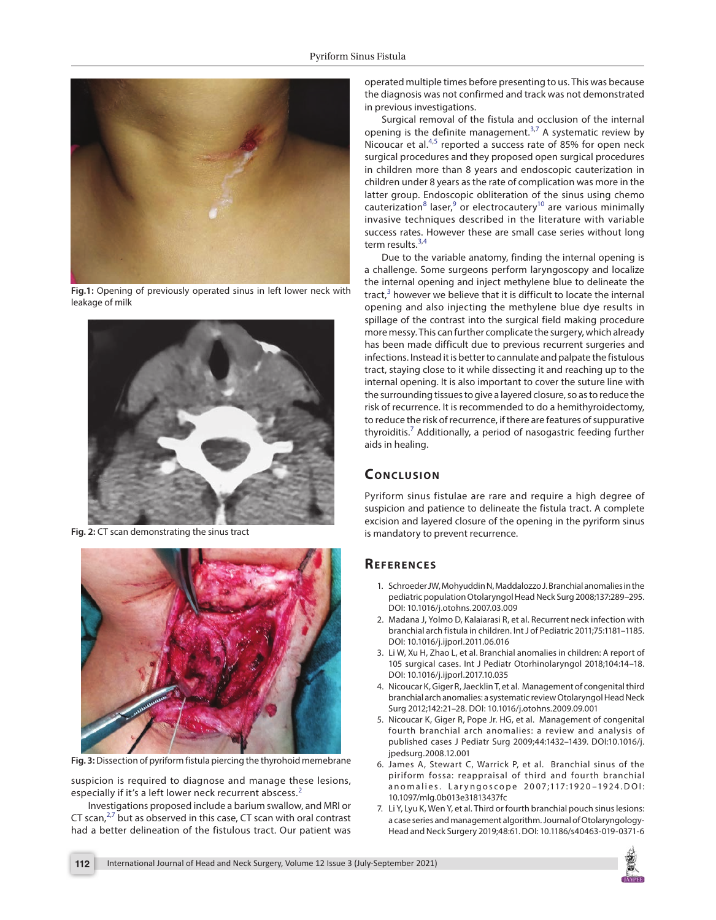Fig.1: Opening of previously operated sinus in left lower neck with leakage of milk

Fig. 2: CT scan demonstrating the sinus tract

Fig. 3: Dissection of pyriform fistula piercing the thyrohoid memebrane

suspicion is required to diagnose and manage these lesions, especially if it's a left lower neck recurrent abscess.[2]

Investigations proposed include a barium swallow, and MRI or CT scan,[2,7] but as observed in this case, CT scan with oral contrast had a better delineation of the fistulous tract. Our patient was operated multiple times before presenting to us. This was because the diagnosis was not confirmed and track was not demonstrated in previous investigations.

Surgical removal of the fistula and occlusion of the internal opening is the definite management.[3,7] A systematic review by Nicoucar et al.[4,5] reported a success rate of 85% for open neck surgical procedures and they proposed open surgical procedures in children more than 8 years and endoscopic cauterization in children under 8 years as the rate of complication was more in the latter group. Endoscopic obliteration of the sinus using chemo cauterization[8] laser,[9] or electrocautery[10] are various minimally invasive techniques described in the literature with variable success rates. However these are small case series without long term results.[3,4]

Due to the variable anatomy, finding the internal opening is a challenge. Some surgeons perform laryngoscopy and localize the internal opening and inject methylene blue to delineate the tract,[3] however we believe that it is difficult to locate the internal opening and also injecting the methylene blue dye results in spillage of the contrast into the surgical field making procedure more messy. This can further complicate the surgery, which already has been made difficult due to previous recurrent surgeries and infections. Instead it is better to cannulate and palpate the fistulous tract, staying close to it while dissecting it and reaching up to the internal opening. It is also important to cover the suture line with the surrounding tissues to give a layered closure, so as to reduce the risk of recurrence. It is recommended to do a hemithyroidectomy, to reduce the risk of recurrence, if there are features of suppurative thyroiditis.[7] Additionally, a period of nasogastric feeding further aids in healing.

## Conclusion

Pyriform sinus fistulae are rare and require a high degree of suspicion and patience to delineate the fistula tract. A complete excision and layered closure of the opening in the pyriform sinus is mandatory to prevent recurrence.

## References

1. Schroeder JW, Mohyuddin N, Maddalozzo J. Branchial anomalies in the pediatric population Otolaryngol Head Neck Surg 2008;137:289–295. DOI: 10.1016/j.otohns.2007.03.009
2. Madana J, Yolmo D, Kalaiarasi R, et al. Recurrent neck infection with branchial arch fistula in children. Int J of Pediatric 2011;75:1181–1185. DOI: 10.1016/j.ijporl.2011.06.016
3. Li W, Xu H, Zhao L, et al. Branchial anomalies in children: A report of 105 surgical cases. Int J Pediatr Otorhinolaryngol 2018;104:14–18. DOI: 10.1016/j.ijporl.2017.10.035
4. Nicoucar K, Giger R, Jaecklin T, et al. Management of congenital third branchial arch anomalies: a systematic review Otolaryngol Head Neck Surg 2012;142:21–28. DOI: 10.1016/j.otohns.2009.09.001
5. Nicoucar K, Giger R, Pope Jr. HG, et al. Management of congenital fourth branchial arch anomalies: a review and analysis of published cases J Pediatr Surg 2009;44:1432–1439. DOI:10.1016/j.jpedsurg.2008.12.001
6. James A, Stewart C, Warrick P, et al. Branchial sinus of the piriform fossa: reappraisal of third and fourth branchial anomalies. Laryngoscope 2007;117:1920–1924. DOI: 10.1097/mlg.0b013e31813437fc
7. Li Y, Lyu K, Wen Y, et al. Third or fourth branchial pouch sinus lesions: a case series and management algorithm. Journal of Otolaryngology-Head and Neck Surgery 2019;48:61. DOI: 10.1186/s40463-019-0371-6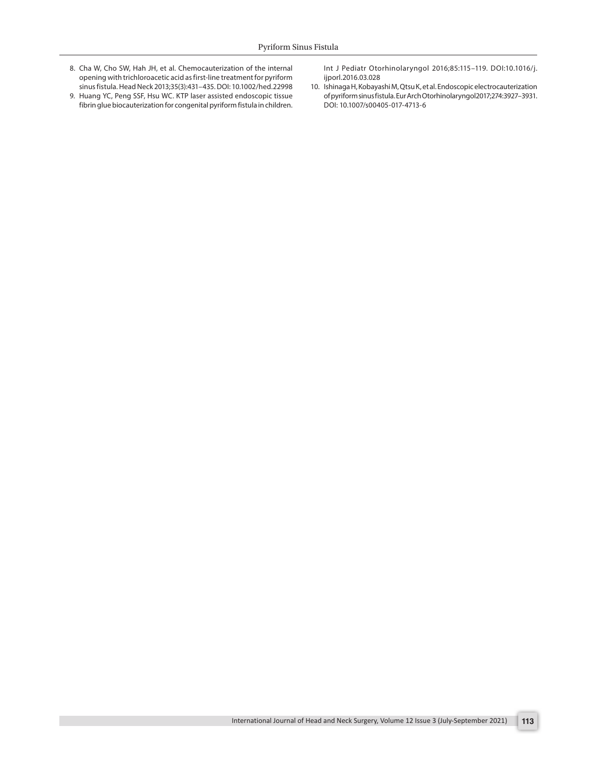8. Cha W, Cho SW, Hah JH, et al. Chemocauterization of the internal opening with trichloroacetic acid as first-line treatment for pyriform sinus fistula. Head Neck 2013;35(3):431–435. DOI: 10.1002/hed.22998
9. Huang YC, Peng SSF, Hsu WC. KTP laser assisted endoscopic tissue fibrin glue biocauterization for congenital pyriform fistula in children. Int J Pediatr Otorhinolaryngol 2016;85:115–119. DOI:10.1016/j.ijporl.2016.03.028
10. Ishinaga H, Kobayashi M, Qtsu K, et al. Endoscopic electrocauterization of pyriform sinus fistula. Eur Arch Otorhinolaryngol 2017;274:3927–3931. DOI: 10.1007/s00405-017-4713-6